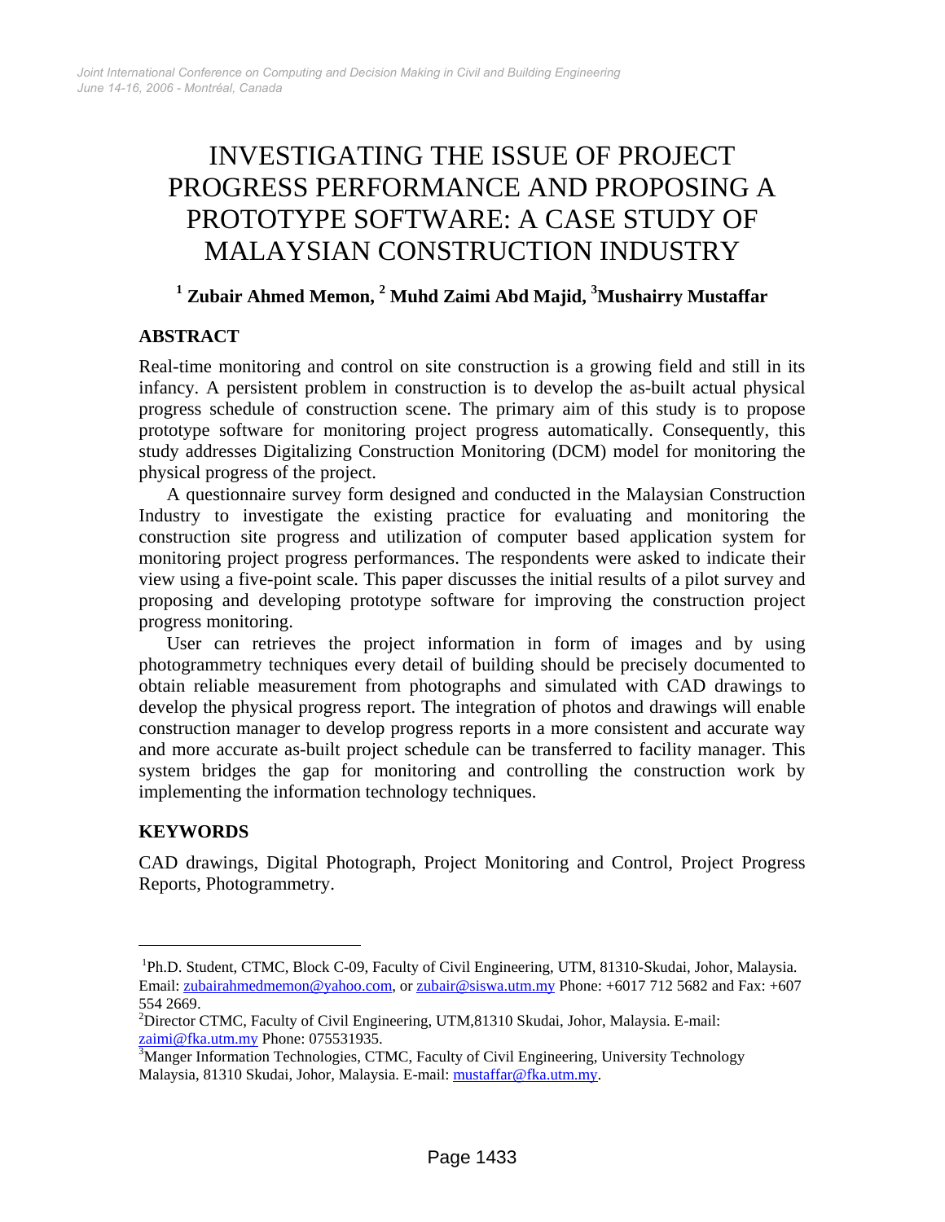# INVESTIGATING THE ISSUE OF PROJECT PROGRESS PERFORMANCE AND PROPOSING A PROTOTYPE SOFTWARE: A CASE STUDY OF MALAYSIAN CONSTRUCTION INDUSTRY

**[1] Zubair Ahmed Memon, [2] Muhd Zaimi Abd Majid, [3]Mushairry Mustaffar**

## ABSTRACT

Real-time monitoring and control on site construction is a growing field and still in its infancy. A persistent problem in construction is to develop the as-built actual physical progress schedule of construction scene. The primary aim of this study is to propose prototype software for monitoring project progress automatically. Consequently, this study addresses Digitalizing Construction Monitoring (DCM) model for monitoring the physical progress of the project.

A questionnaire survey form designed and conducted in the Malaysian Construction Industry to investigate the existing practice for evaluating and monitoring the construction site progress and utilization of computer based application system for monitoring project progress performances. The respondents were asked to indicate their view using a five-point scale. This paper discusses the initial results of a pilot survey and proposing and developing prototype software for improving the construction project progress monitoring.

User can retrieves the project information in form of images and by using photogrammetry techniques every detail of building should be precisely documented to obtain reliable measurement from photographs and simulated with CAD drawings to develop the physical progress report. The integration of photos and drawings will enable construction manager to develop progress reports in a more consistent and accurate way and more accurate as-built project schedule can be transferred to facility manager. This system bridges the gap for monitoring and controlling the construction work by implementing the information technology techniques.

## KEYWORDS

CAD drawings, Digital Photograph, Project Monitoring and Control, Project Progress Reports, Photogrammetry.

---

[1]Ph.D. Student, CTMC, Block C-09, Faculty of Civil Engineering, UTM, 81310-Skudai, Johor, Malaysia. Email: zubairahmedmemon@yahoo.com, or zubair@siswa.utm.my Phone: +6017 712 5682 and Fax: +607 554 2669.

[2]Director CTMC, Faculty of Civil Engineering, UTM,81310 Skudai, Johor, Malaysia. E-mail: zaimi@fka.utm.my Phone: 075531935.

[3]Manger Information Technologies, CTMC, Faculty of Civil Engineering, University Technology Malaysia, 81310 Skudai, Johor, Malaysia. E-mail: mustaffar@fka.utm.my.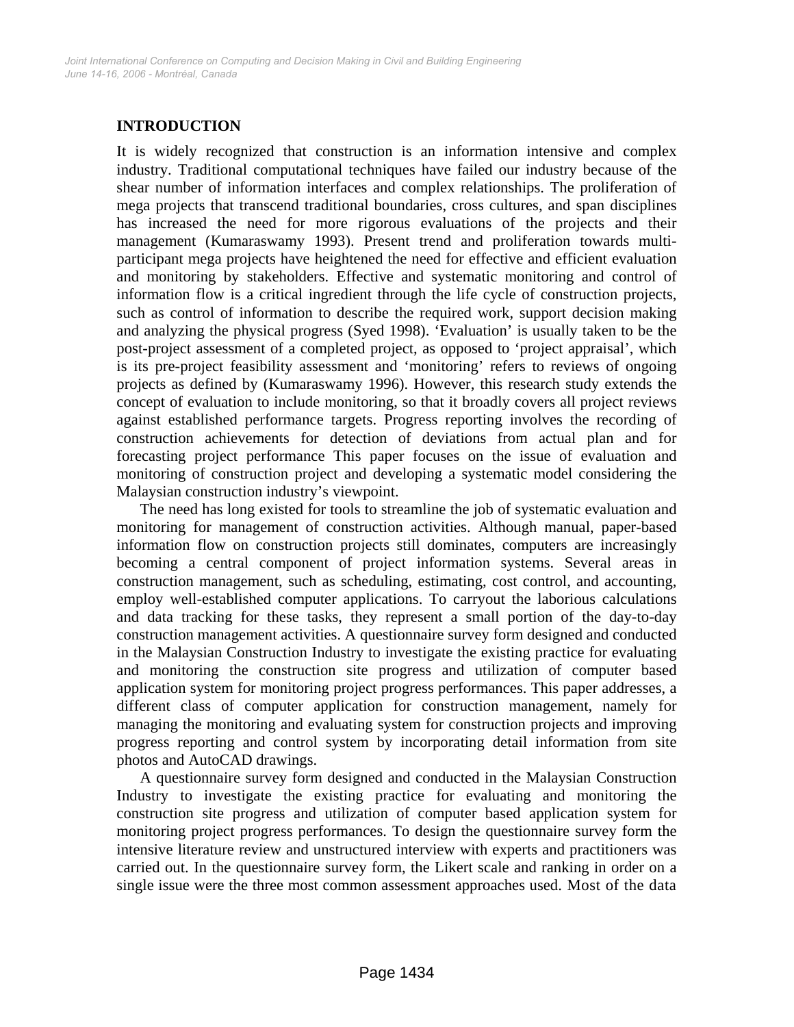## INTRODUCTION

It is widely recognized that construction is an information intensive and complex industry. Traditional computational techniques have failed our industry because of the shear number of information interfaces and complex relationships. The proliferation of mega projects that transcend traditional boundaries, cross cultures, and span disciplines has increased the need for more rigorous evaluations of the projects and their management (Kumaraswamy 1993). Present trend and proliferation towards multi-participant mega projects have heightened the need for effective and efficient evaluation and monitoring by stakeholders. Effective and systematic monitoring and control of information flow is a critical ingredient through the life cycle of construction projects, such as control of information to describe the required work, support decision making and analyzing the physical progress (Syed 1998). 'Evaluation' is usually taken to be the post-project assessment of a completed project, as opposed to 'project appraisal', which is its pre-project feasibility assessment and 'monitoring' refers to reviews of ongoing projects as defined by (Kumaraswamy 1996). However, this research study extends the concept of evaluation to include monitoring, so that it broadly covers all project reviews against established performance targets. Progress reporting involves the recording of construction achievements for detection of deviations from actual plan and for forecasting project performance This paper focuses on the issue of evaluation and monitoring of construction project and developing a systematic model considering the Malaysian construction industry's viewpoint.

The need has long existed for tools to streamline the job of systematic evaluation and monitoring for management of construction activities. Although manual, paper-based information flow on construction projects still dominates, computers are increasingly becoming a central component of project information systems. Several areas in construction management, such as scheduling, estimating, cost control, and accounting, employ well-established computer applications. To carryout the laborious calculations and data tracking for these tasks, they represent a small portion of the day-to-day construction management activities. A questionnaire survey form designed and conducted in the Malaysian Construction Industry to investigate the existing practice for evaluating and monitoring the construction site progress and utilization of computer based application system for monitoring project progress performances. This paper addresses, a different class of computer application for construction management, namely for managing the monitoring and evaluating system for construction projects and improving progress reporting and control system by incorporating detail information from site photos and AutoCAD drawings.

A questionnaire survey form designed and conducted in the Malaysian Construction Industry to investigate the existing practice for evaluating and monitoring the construction site progress and utilization of computer based application system for monitoring project progress performances. To design the questionnaire survey form the intensive literature review and unstructured interview with experts and practitioners was carried out. In the questionnaire survey form, the Likert scale and ranking in order on a single issue were the three most common assessment approaches used. Most of the data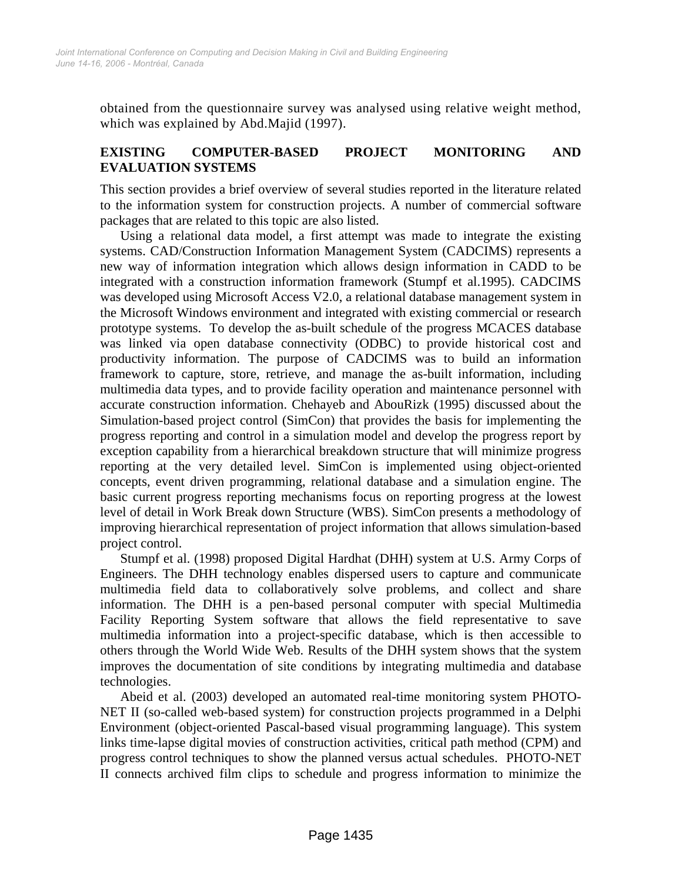obtained from the questionnaire survey was analysed using relative weight method, which was explained by Abd.Majid (1997).

## EXISTING COMPUTER-BASED PROJECT MONITORING AND EVALUATION SYSTEMS

This section provides a brief overview of several studies reported in the literature related to the information system for construction projects. A number of commercial software packages that are related to this topic are also listed.

Using a relational data model, a first attempt was made to integrate the existing systems. CAD/Construction Information Management System (CADCIMS) represents a new way of information integration which allows design information in CADD to be integrated with a construction information framework (Stumpf et al.1995). CADCIMS was developed using Microsoft Access V2.0, a relational database management system in the Microsoft Windows environment and integrated with existing commercial or research prototype systems. To develop the as-built schedule of the progress MCACES database was linked via open database connectivity (ODBC) to provide historical cost and productivity information. The purpose of CADCIMS was to build an information framework to capture, store, retrieve, and manage the as-built information, including multimedia data types, and to provide facility operation and maintenance personnel with accurate construction information. Chehayeb and AbouRizk (1995) discussed about the Simulation-based project control (SimCon) that provides the basis for implementing the progress reporting and control in a simulation model and develop the progress report by exception capability from a hierarchical breakdown structure that will minimize progress reporting at the very detailed level. SimCon is implemented using object-oriented concepts, event driven programming, relational database and a simulation engine. The basic current progress reporting mechanisms focus on reporting progress at the lowest level of detail in Work Break down Structure (WBS). SimCon presents a methodology of improving hierarchical representation of project information that allows simulation-based project control.

Stumpf et al. (1998) proposed Digital Hardhat (DHH) system at U.S. Army Corps of Engineers. The DHH technology enables dispersed users to capture and communicate multimedia field data to collaboratively solve problems, and collect and share information. The DHH is a pen-based personal computer with special Multimedia Facility Reporting System software that allows the field representative to save multimedia information into a project-specific database, which is then accessible to others through the World Wide Web. Results of the DHH system shows that the system improves the documentation of site conditions by integrating multimedia and database technologies.

Abeid et al. (2003) developed an automated real-time monitoring system PHOTO-NET II (so-called web-based system) for construction projects programmed in a Delphi Environment (object-oriented Pascal-based visual programming language). This system links time-lapse digital movies of construction activities, critical path method (CPM) and progress control techniques to show the planned versus actual schedules. PHOTO-NET II connects archived film clips to schedule and progress information to minimize the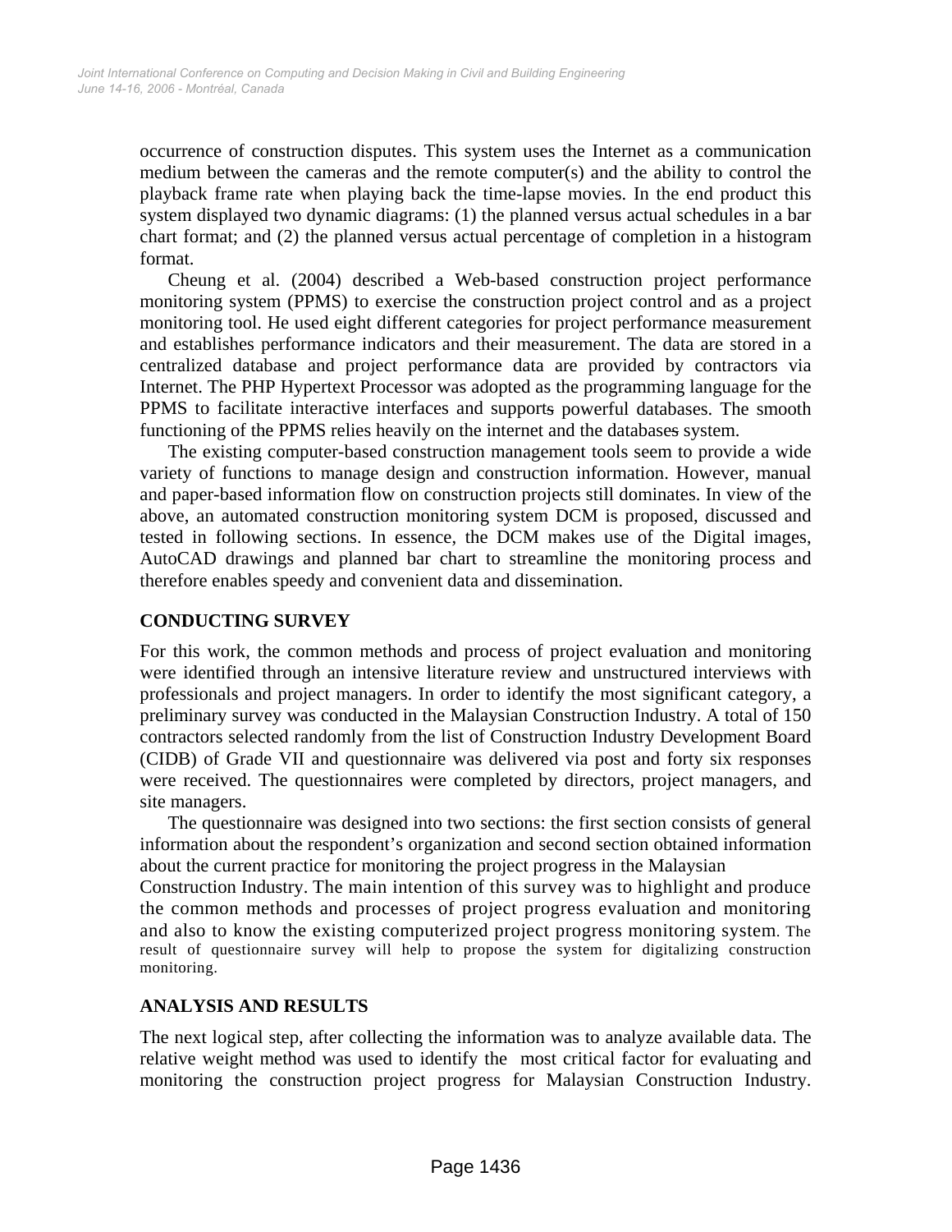occurrence of construction disputes. This system uses the Internet as a communication medium between the cameras and the remote computer(s) and the ability to control the playback frame rate when playing back the time-lapse movies. In the end product this system displayed two dynamic diagrams: (1) the planned versus actual schedules in a bar chart format; and (2) the planned versus actual percentage of completion in a histogram format.

Cheung et al. (2004) described a Web-based construction project performance monitoring system (PPMS) to exercise the construction project control and as a project monitoring tool. He used eight different categories for project performance measurement and establishes performance indicators and their measurement. The data are stored in a centralized database and project performance data are provided by contractors via Internet. The PHP Hypertext Processor was adopted as the programming language for the PPMS to facilitate interactive interfaces and supports powerful databases. The smooth functioning of the PPMS relies heavily on the internet and the databases system.

The existing computer-based construction management tools seem to provide a wide variety of functions to manage design and construction information. However, manual and paper-based information flow on construction projects still dominates. In view of the above, an automated construction monitoring system DCM is proposed, discussed and tested in following sections. In essence, the DCM makes use of the Digital images, AutoCAD drawings and planned bar chart to streamline the monitoring process and therefore enables speedy and convenient data and dissemination.

## CONDUCTING SURVEY

For this work, the common methods and process of project evaluation and monitoring were identified through an intensive literature review and unstructured interviews with professionals and project managers. In order to identify the most significant category, a preliminary survey was conducted in the Malaysian Construction Industry. A total of 150 contractors selected randomly from the list of Construction Industry Development Board (CIDB) of Grade VII and questionnaire was delivered via post and forty six responses were received. The questionnaires were completed by directors, project managers, and site managers.

The questionnaire was designed into two sections: the first section consists of general information about the respondent's organization and second section obtained information about the current practice for monitoring the project progress in the Malaysian Construction Industry. The main intention of this survey was to highlight and produce the common methods and processes of project progress evaluation and monitoring and also to know the existing computerized project progress monitoring system. The result of questionnaire survey will help to propose the system for digitalizing construction monitoring.

## ANALYSIS AND RESULTS

The next logical step, after collecting the information was to analyze available data. The relative weight method was used to identify the most critical factor for evaluating and monitoring the construction project progress for Malaysian Construction Industry.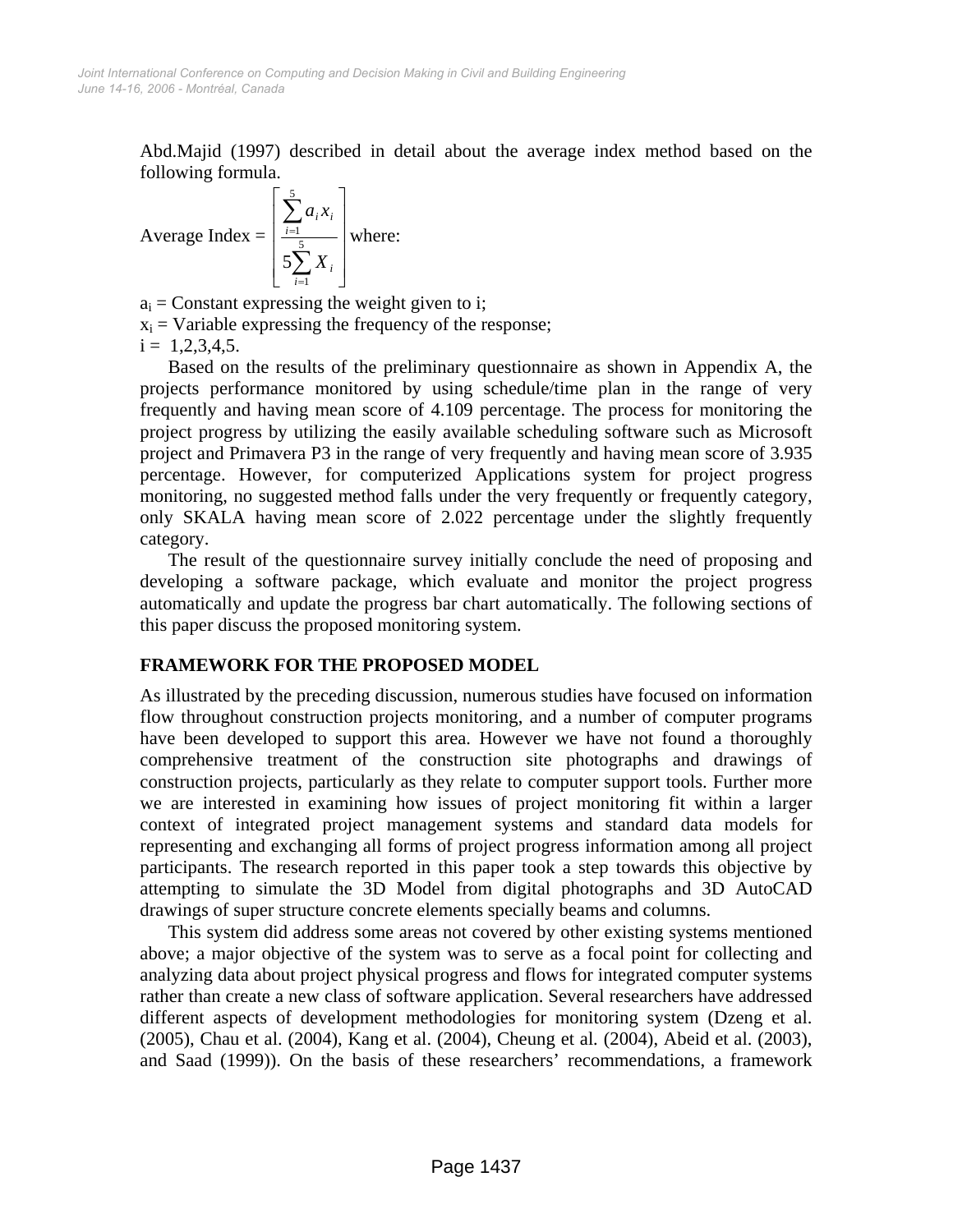Abd.Majid (1997) described in detail about the average index method based on the following formula.

$$\text{Average Index} = \left[ \frac{\sum_{i=1}^{5} a_i x_i}{5\sum_{i=1}^{5} X_i} \right] \text{ where:}$$

$a_i$ = Constant expressing the weight given to i;
$x_i$ = Variable expressing the frequency of the response;
i = 1,2,3,4,5.

Based on the results of the preliminary questionnaire as shown in Appendix A, the projects performance monitored by using schedule/time plan in the range of very frequently and having mean score of 4.109 percentage. The process for monitoring the project progress by utilizing the easily available scheduling software such as Microsoft project and Primavera P3 in the range of very frequently and having mean score of 3.935 percentage. However, for computerized Applications system for project progress monitoring, no suggested method falls under the very frequently or frequently category, only SKALA having mean score of 2.022 percentage under the slightly frequently category.

The result of the questionnaire survey initially conclude the need of proposing and developing a software package, which evaluate and monitor the project progress automatically and update the progress bar chart automatically. The following sections of this paper discuss the proposed monitoring system.

## FRAMEWORK FOR THE PROPOSED MODEL

As illustrated by the preceding discussion, numerous studies have focused on information flow throughout construction projects monitoring, and a number of computer programs have been developed to support this area. However we have not found a thoroughly comprehensive treatment of the construction site photographs and drawings of construction projects, particularly as they relate to computer support tools. Further more we are interested in examining how issues of project monitoring fit within a larger context of integrated project management systems and standard data models for representing and exchanging all forms of project progress information among all project participants. The research reported in this paper took a step towards this objective by attempting to simulate the 3D Model from digital photographs and 3D AutoCAD drawings of super structure concrete elements specially beams and columns.

This system did address some areas not covered by other existing systems mentioned above; a major objective of the system was to serve as a focal point for collecting and analyzing data about project physical progress and flows for integrated computer systems rather than create a new class of software application. Several researchers have addressed different aspects of development methodologies for monitoring system (Dzeng et al. (2005), Chau et al. (2004), Kang et al. (2004), Cheung et al. (2004), Abeid et al. (2003), and Saad (1999)). On the basis of these researchers' recommendations, a framework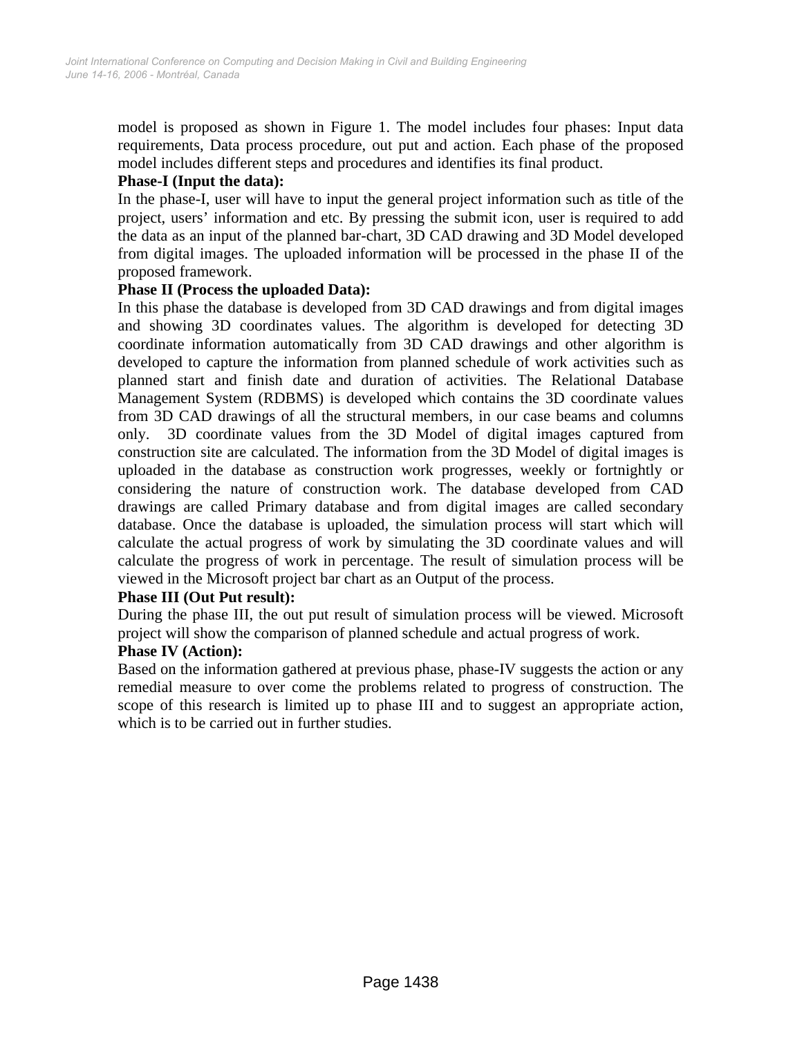model is proposed as shown in Figure 1. The model includes four phases: Input data requirements, Data process procedure, out put and action. Each phase of the proposed model includes different steps and procedures and identifies its final product.

**Phase-I (Input the data):**

In the phase-I, user will have to input the general project information such as title of the project, users' information and etc. By pressing the submit icon, user is required to add the data as an input of the planned bar-chart, 3D CAD drawing and 3D Model developed from digital images. The uploaded information will be processed in the phase II of the proposed framework.

**Phase II (Process the uploaded Data):**

In this phase the database is developed from 3D CAD drawings and from digital images and showing 3D coordinates values. The algorithm is developed for detecting 3D coordinate information automatically from 3D CAD drawings and other algorithm is developed to capture the information from planned schedule of work activities such as planned start and finish date and duration of activities. The Relational Database Management System (RDBMS) is developed which contains the 3D coordinate values from 3D CAD drawings of all the structural members, in our case beams and columns only. 3D coordinate values from the 3D Model of digital images captured from construction site are calculated. The information from the 3D Model of digital images is uploaded in the database as construction work progresses, weekly or fortnightly or considering the nature of construction work. The database developed from CAD drawings are called Primary database and from digital images are called secondary database. Once the database is uploaded, the simulation process will start which will calculate the actual progress of work by simulating the 3D coordinate values and will calculate the progress of work in percentage. The result of simulation process will be viewed in the Microsoft project bar chart as an Output of the process.

**Phase III (Out Put result):**

During the phase III, the out put result of simulation process will be viewed. Microsoft project will show the comparison of planned schedule and actual progress of work.

**Phase IV (Action):**

Based on the information gathered at previous phase, phase-IV suggests the action or any remedial measure to over come the problems related to progress of construction. The scope of this research is limited up to phase III and to suggest an appropriate action, which is to be carried out in further studies.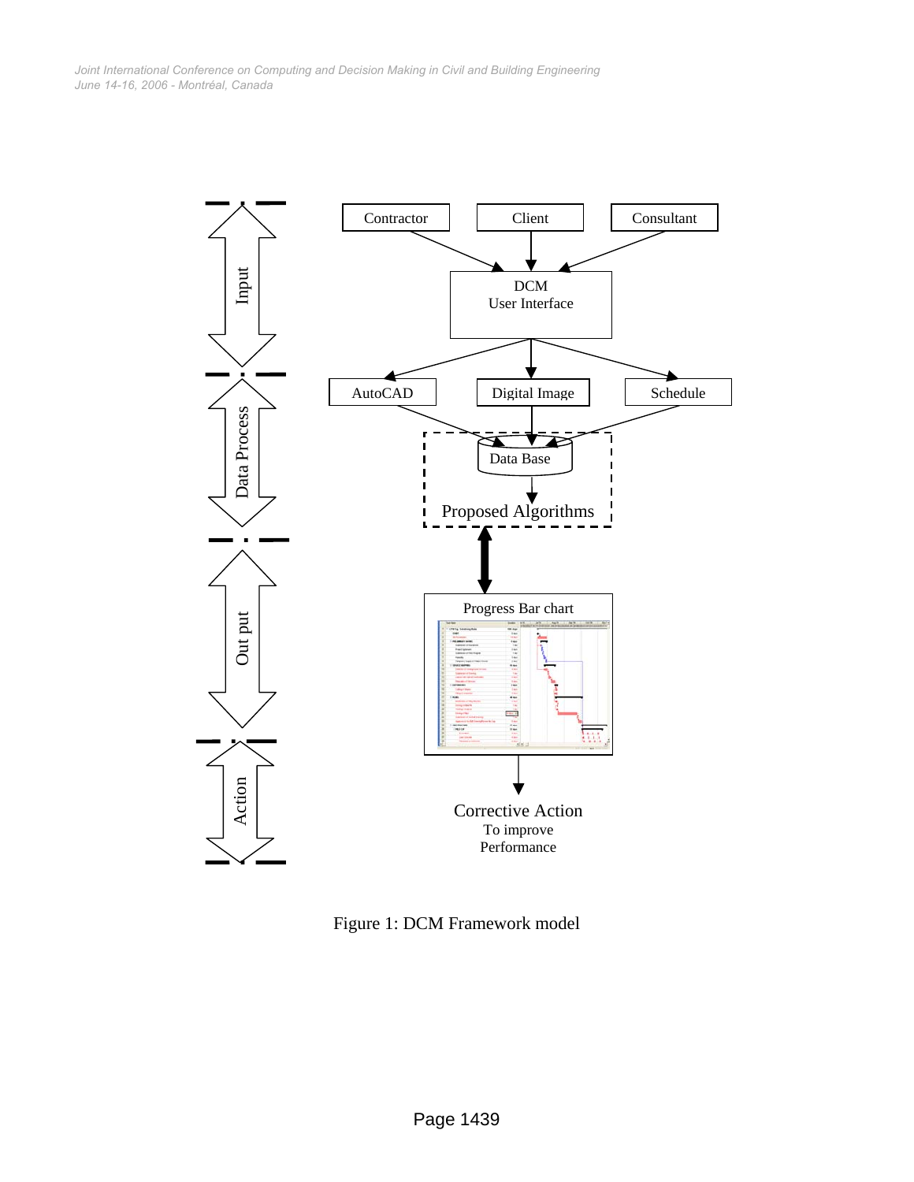Figure 1: DCM Framework model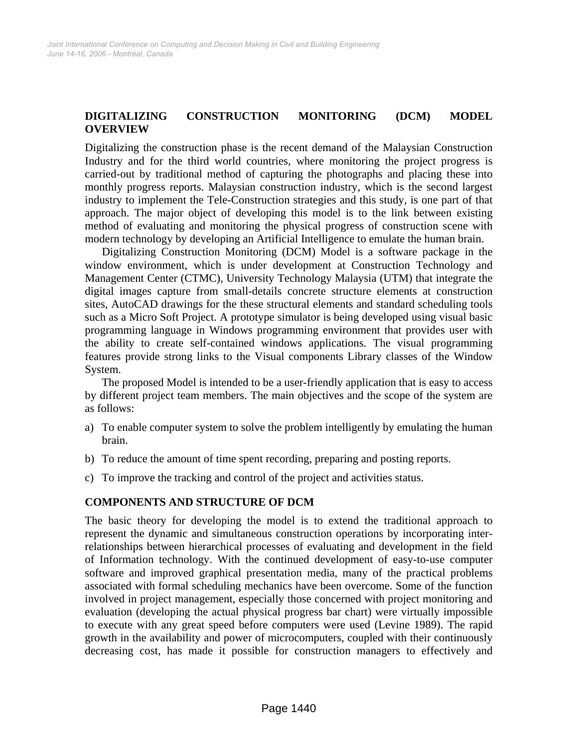## DIGITALIZING CONSTRUCTION MONITORING (DCM) MODEL OVERVIEW

Digitalizing the construction phase is the recent demand of the Malaysian Construction Industry and for the third world countries, where monitoring the project progress is carried-out by traditional method of capturing the photographs and placing these into monthly progress reports. Malaysian construction industry, which is the second largest industry to implement the Tele-Construction strategies and this study, is one part of that approach. The major object of developing this model is to the link between existing method of evaluating and monitoring the physical progress of construction scene with modern technology by developing an Artificial Intelligence to emulate the human brain.

Digitalizing Construction Monitoring (DCM) Model is a software package in the window environment, which is under development at Construction Technology and Management Center (CTMC), University Technology Malaysia (UTM) that integrate the digital images capture from small-details concrete structure elements at construction sites, AutoCAD drawings for the these structural elements and standard scheduling tools such as a Micro Soft Project. A prototype simulator is being developed using visual basic programming language in Windows programming environment that provides user with the ability to create self-contained windows applications. The visual programming features provide strong links to the Visual components Library classes of the Window System.

The proposed Model is intended to be a user-friendly application that is easy to access by different project team members. The main objectives and the scope of the system are as follows:

a) To enable computer system to solve the problem intelligently by emulating the human brain.

b) To reduce the amount of time spent recording, preparing and posting reports.

c) To improve the tracking and control of the project and activities status.

## COMPONENTS AND STRUCTURE OF DCM

The basic theory for developing the model is to extend the traditional approach to represent the dynamic and simultaneous construction operations by incorporating inter-relationships between hierarchical processes of evaluating and development in the field of Information technology. With the continued development of easy-to-use computer software and improved graphical presentation media, many of the practical problems associated with formal scheduling mechanics have been overcome. Some of the function involved in project management, especially those concerned with project monitoring and evaluation (developing the actual physical progress bar chart) were virtually impossible to execute with any great speed before computers were used (Levine 1989). The rapid growth in the availability and power of microcomputers, coupled with their continuously decreasing cost, has made it possible for construction managers to effectively and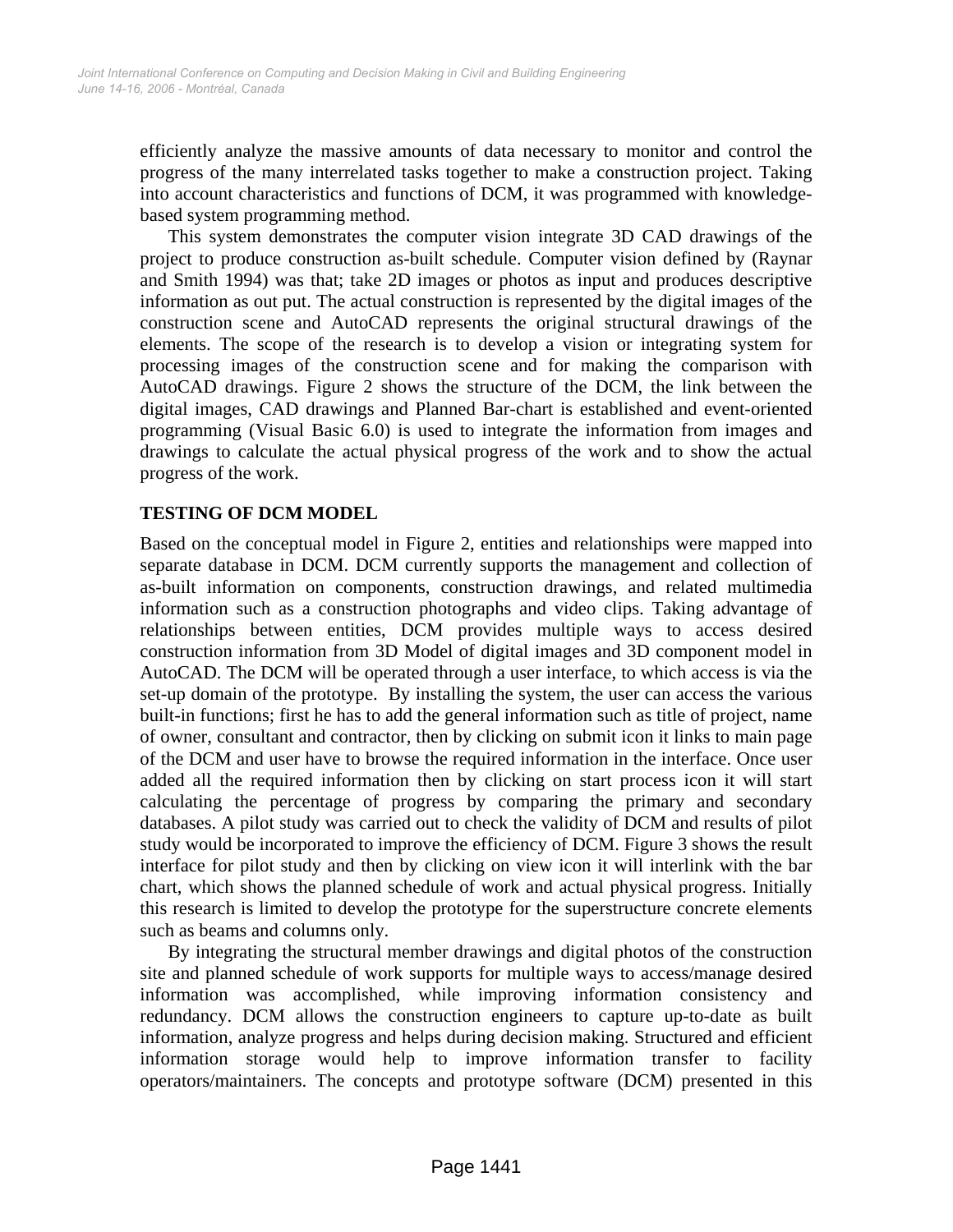efficiently analyze the massive amounts of data necessary to monitor and control the progress of the many interrelated tasks together to make a construction project. Taking into account characteristics and functions of DCM, it was programmed with knowledge-based system programming method.

This system demonstrates the computer vision integrate 3D CAD drawings of the project to produce construction as-built schedule. Computer vision defined by (Raynar and Smith 1994) was that; take 2D images or photos as input and produces descriptive information as out put. The actual construction is represented by the digital images of the construction scene and AutoCAD represents the original structural drawings of the elements. The scope of the research is to develop a vision or integrating system for processing images of the construction scene and for making the comparison with AutoCAD drawings. Figure 2 shows the structure of the DCM, the link between the digital images, CAD drawings and Planned Bar-chart is established and event-oriented programming (Visual Basic 6.0) is used to integrate the information from images and drawings to calculate the actual physical progress of the work and to show the actual progress of the work.

## TESTING OF DCM MODEL

Based on the conceptual model in Figure 2, entities and relationships were mapped into separate database in DCM. DCM currently supports the management and collection of as-built information on components, construction drawings, and related multimedia information such as a construction photographs and video clips. Taking advantage of relationships between entities, DCM provides multiple ways to access desired construction information from 3D Model of digital images and 3D component model in AutoCAD. The DCM will be operated through a user interface, to which access is via the set-up domain of the prototype. By installing the system, the user can access the various built-in functions; first he has to add the general information such as title of project, name of owner, consultant and contractor, then by clicking on submit icon it links to main page of the DCM and user have to browse the required information in the interface. Once user added all the required information then by clicking on start process icon it will start calculating the percentage of progress by comparing the primary and secondary databases. A pilot study was carried out to check the validity of DCM and results of pilot study would be incorporated to improve the efficiency of DCM. Figure 3 shows the result interface for pilot study and then by clicking on view icon it will interlink with the bar chart, which shows the planned schedule of work and actual physical progress. Initially this research is limited to develop the prototype for the superstructure concrete elements such as beams and columns only.

By integrating the structural member drawings and digital photos of the construction site and planned schedule of work supports for multiple ways to access/manage desired information was accomplished, while improving information consistency and redundancy. DCM allows the construction engineers to capture up-to-date as built information, analyze progress and helps during decision making. Structured and efficient information storage would help to improve information transfer to facility operators/maintainers. The concepts and prototype software (DCM) presented in this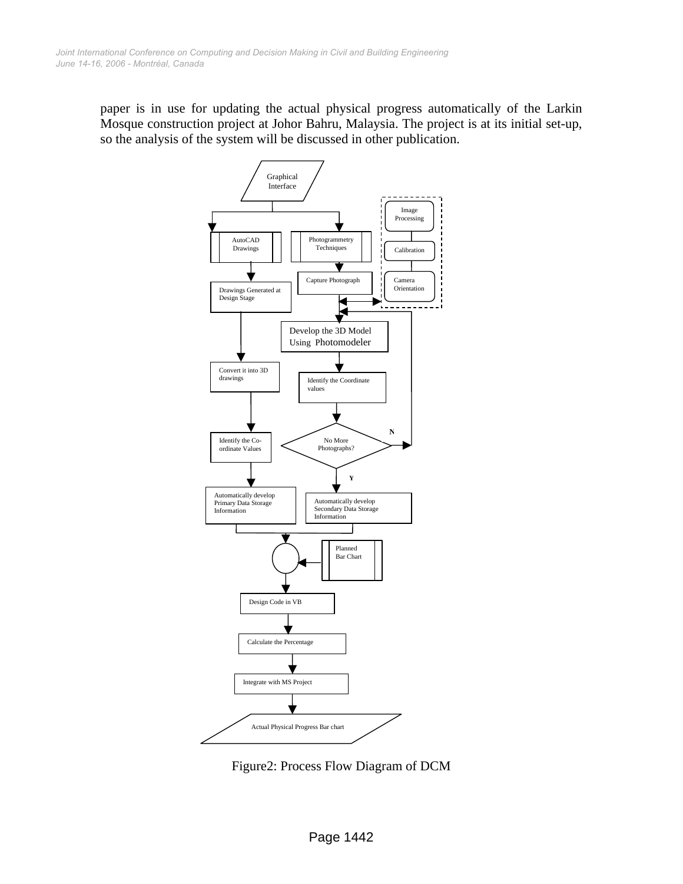paper is in use for updating the actual physical progress automatically of the Larkin Mosque construction project at Johor Bahru, Malaysia. The project is at its initial set-up, so the analysis of the system will be discussed in other publication.

Figure2: Process Flow Diagram of DCM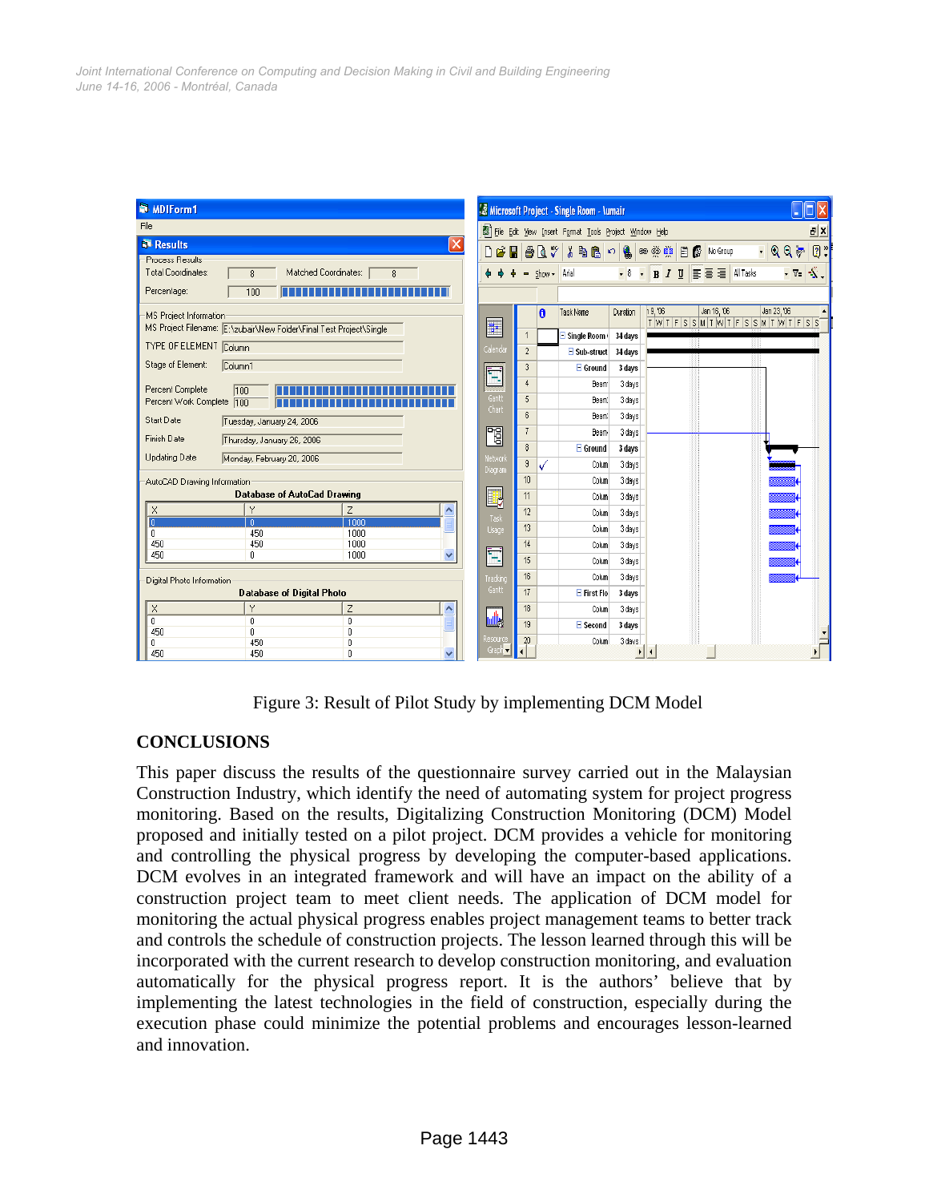Figure 3: Result of Pilot Study by implementing DCM Model

## CONCLUSIONS

This paper discuss the results of the questionnaire survey carried out in the Malaysian Construction Industry, which identify the need of automating system for project progress monitoring. Based on the results, Digitalizing Construction Monitoring (DCM) Model proposed and initially tested on a pilot project. DCM provides a vehicle for monitoring and controlling the physical progress by developing the computer-based applications. DCM evolves in an integrated framework and will have an impact on the ability of a construction project team to meet client needs. The application of DCM model for monitoring the actual physical progress enables project management teams to better track and controls the schedule of construction projects. The lesson learned through this will be incorporated with the current research to develop construction monitoring, and evaluation automatically for the physical progress report. It is the authors' believe that by implementing the latest technologies in the field of construction, especially during the execution phase could minimize the potential problems and encourages lesson-learned and innovation.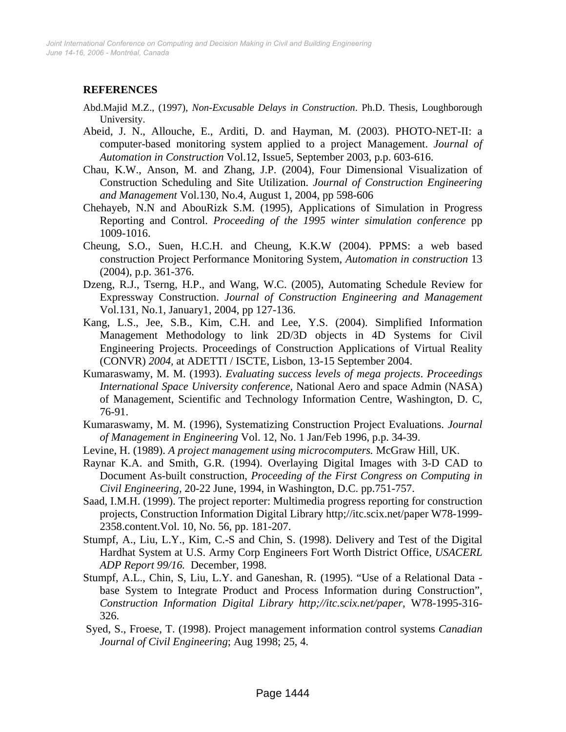**REFERENCES**

Abd.Majid M.Z., (1997), *Non-Excusable Delays in Construction*. Ph.D. Thesis, Loughborough University.

Abeid, J. N., Allouche, E., Arditi, D. and Hayman, M. (2003). PHOTO-NET-II: a computer-based monitoring system applied to a project Management. *Journal of Automation in Construction* Vol.12, Issue5, September 2003, p.p. 603-616.

Chau, K.W., Anson, M. and Zhang, J.P. (2004), Four Dimensional Visualization of Construction Scheduling and Site Utilization. *Journal of Construction Engineering and Management* Vol.130, No.4, August 1, 2004, pp 598-606

Chehayeb, N.N and AbouRizk S.M. (1995), Applications of Simulation in Progress Reporting and Control. *Proceeding of the 1995 winter simulation conference* pp 1009-1016.

Cheung, S.O., Suen, H.C.H. and Cheung, K.K.W (2004). PPMS: a web based construction Project Performance Monitoring System, *Automation in construction* 13 (2004), p.p. 361-376.

Dzeng, R.J., Tserng, H.P., and Wang, W.C. (2005), Automating Schedule Review for Expressway Construction. *Journal of Construction Engineering and Management* Vol.131, No.1, January1, 2004, pp 127-136.

Kang, L.S., Jee, S.B., Kim, C.H. and Lee, Y.S. (2004). Simplified Information Management Methodology to link 2D/3D objects in 4D Systems for Civil Engineering Projects. Proceedings of Construction Applications of Virtual Reality (CONVR) *2004*, at ADETTI / ISCTE, Lisbon, 13-15 September 2004.

Kumaraswamy, M. M. (1993). *Evaluating success levels of mega projects*. *Proceedings International Space University conference*, National Aero and space Admin (NASA) of Management, Scientific and Technology Information Centre, Washington, D. C, 76-91.

Kumaraswamy, M. M. (1996), Systematizing Construction Project Evaluations. *Journal of Management in Engineering* Vol. 12, No. 1 Jan/Feb 1996, p.p. 34-39.

Levine, H. (1989). *A project management using microcomputers.* McGraw Hill, UK.

Raynar K.A. and Smith, G.R. (1994). Overlaying Digital Images with 3-D CAD to Document As-built construction, *Proceeding of the First Congress on Computing in Civil Engineering*, 20-22 June, 1994, in Washington, D.C. pp.751-757.

Saad, I.M.H. (1999). The project reporter: Multimedia progress reporting for construction projects, Construction Information Digital Library http;//itc.scix.net/paper W78-1999-2358.content.Vol. 10, No. 56, pp. 181-207.

Stumpf, A., Liu, L.Y., Kim, C.-S and Chin, S. (1998). Delivery and Test of the Digital Hardhat System at U.S. Army Corp Engineers Fort Worth District Office, *USACERL ADP Report 99/16.* December, 1998.

Stumpf, A.L., Chin, S, Liu, L.Y. and Ganeshan, R. (1995). "Use of a Relational Data - base System to Integrate Product and Process Information during Construction", *Construction Information Digital Library http;//itc.scix.net/paper*, W78-1995-316-326.

Syed, S., Froese, T. (1998). Project management information control systems *Canadian Journal of Civil Engineering*; Aug 1998; 25, 4.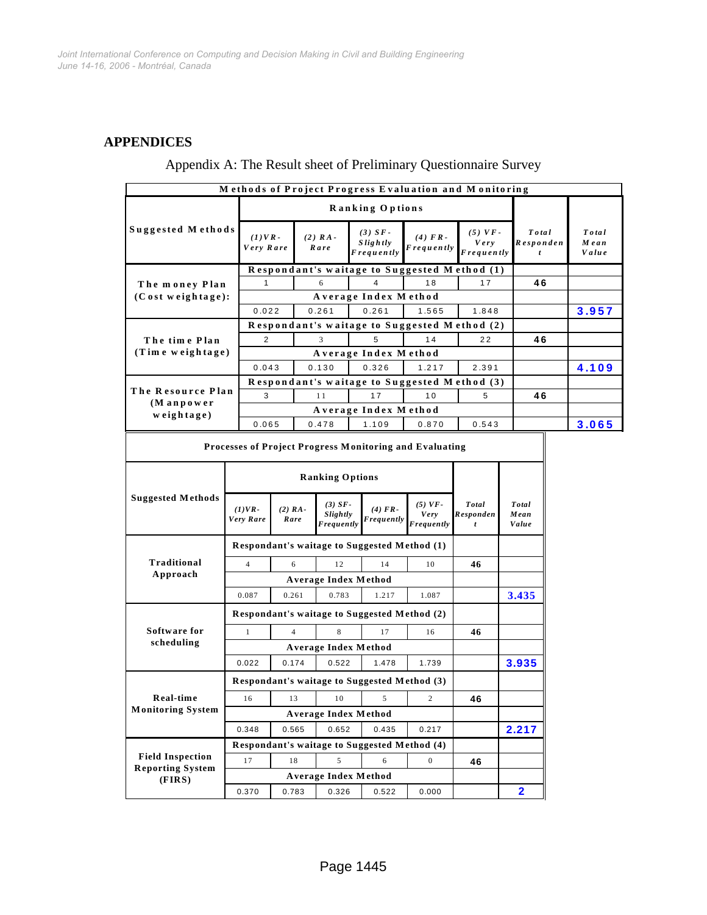## APPENDICES

Appendix A: The Result sheet of Preliminary Questionnaire Survey

| Methods of Project Progress Evaluation and Monitoring | | | | | | | |
|---|---|---|---|---|---|---|---|
| Suggested Methods | Ranking Options | | | | | Total Respondent | Total Mean Value |
| | (1)VR-Very Rare | (2) RA-Rare | (3) SF-Slightly Frequently | (4) FR-Frequently | (5) VF-Very Frequently | | |
| The money Plan (Cost weightage): | Respondant's waitage to Suggested Method (1) | | | | | | |
| | 1 | 6 | 4 | 18 | 17 | 46 | |
| | Average Index Method | | | | | | |
| | 0.022 | 0.261 | 0.261 | 1.565 | 1.848 | | 3.957 |
| The time Plan (Time weightage) | Respondant's waitage to Suggested Method (2) | | | | | | |
| | 2 | 3 | 5 | 14 | 22 | 46 | |
| | Average Index Method | | | | | | |
| | 0.043 | 0.130 | 0.326 | 1.217 | 2.391 | | 4.109 |
| The Resource Plan (Manpower weightage) | Respondant's waitage to Suggested Method (3) | | | | | | |
| | 3 | 11 | 17 | 10 | 5 | 46 | |
| | Average Index Method | | | | | | |
| | 0.065 | 0.478 | 1.109 | 0.870 | 0.543 | | 3.065 |

| Processes of Project Progress Monitoring and Evaluating | | | | | | | |
|---|---|---|---|---|---|---|---|
| Suggested Methods | Ranking Options | | | | | Total Respondent | Total Mean Value |
| | (1)VR-Very Rare | (2) RA-Rare | (3) SF-Slightly Frequently | (4) FR-Frequently | (5) VF-Very Frequently | | |
| Traditional Approach | Respondant's waitage to Suggested Method (1) | | | | | | |
| | 4 | 6 | 12 | 14 | 10 | 46 | |
| | Average Index Method | | | | | | |
| | 0.087 | 0.261 | 0.783 | 1.217 | 1.087 | | 3.435 |
| Software for scheduling | Respondant's waitage to Suggested Method (2) | | | | | | |
| | 1 | 4 | 8 | 17 | 16 | 46 | |
| | Average Index Method | | | | | | |
| | 0.022 | 0.174 | 0.522 | 1.478 | 1.739 | | 3.935 |
| Real-time Monitoring System | Respondant's waitage to Suggested Method (3) | | | | | | |
| | 16 | 13 | 10 | 5 | 2 | 46 | |
| | Average Index Method | | | | | | |
| | 0.348 | 0.565 | 0.652 | 0.435 | 0.217 | | 2.217 |
| Field Inspection Reporting System (FIRS) | Respondant's waitage to Suggested Method (4) | | | | | | |
| | 17 | 18 | 5 | 6 | 0 | 46 | |
| | Average Index Method | | | | | | |
| | 0.370 | 0.783 | 0.326 | 0.522 | 0.000 | | 2 |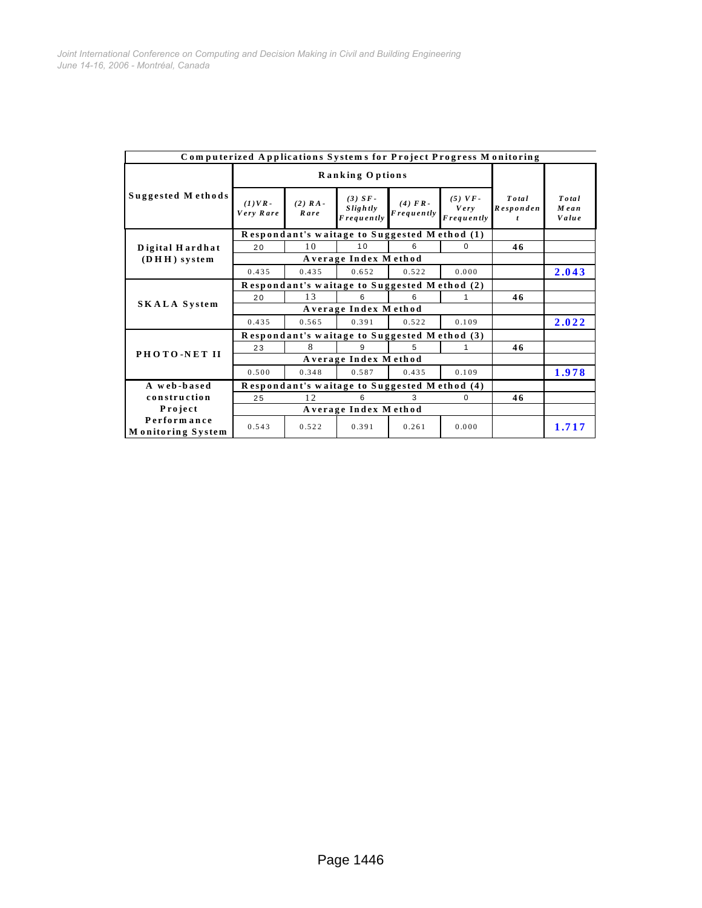| Computerized Applications Systems for Project Progress Monitoring | | | | | | | |
|---|---|---|---|---|---|---|---|
| Suggested Methods | Ranking Options | | | | | Total Respondent | Total Mean Value |
| | (1)VR-Very Rare | (2) RA-Rare | (3) SF-Slightly Frequently | (4) FR-Frequently | (5) VF-Very Frequently | | |
| Digital Hardhat (DHH) system | Respondant's waitage to Suggested Method (1) | | | | | | |
| | 20 | 10 | 10 | 6 | 0 | 46 | |
| | Average Index Method | | | | | | |
| | 0.435 | 0.435 | 0.652 | 0.522 | 0.000 | | 2.043 |
| SKALA System | Respondant's waitage to Suggested Method (2) | | | | | | |
| | 20 | 13 | 6 | 6 | 1 | 46 | |
| | Average Index Method | | | | | | |
| | 0.435 | 0.565 | 0.391 | 0.522 | 0.109 | | 2.022 |
| PHOTO-NET II | Respondant's waitage to Suggested Method (3) | | | | | | |
| | 23 | 8 | 9 | 5 | 1 | 46 | |
| | Average Index Method | | | | | | |
| | 0.500 | 0.348 | 0.587 | 0.435 | 0.109 | | 1.978 |
| A web-based construction Project Performance Monitoring System | Respondant's waitage to Suggested Method (4) | | | | | | |
| | 25 | 12 | 6 | 3 | 0 | 46 | |
| | Average Index Method | | | | | | |
| | 0.543 | 0.522 | 0.391 | 0.261 | 0.000 | | 1.717 |